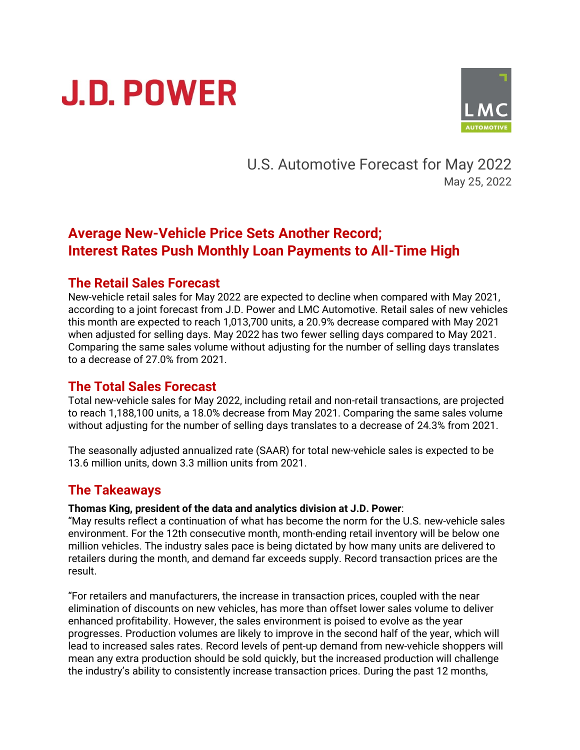# U.S. Automotive Forecast for May 2022

May 25, 2022

## Average New-Vehicle Price Sets Another Record; Interest Rates Push Monthly Loan Payments to All-Time High

### The Retail Sales Forecast

New-vehicle retail sales for May 2022 are expected to decline when compared with May 2021, according to a joint forecast from J.D. Power and LMC Automotive. Retail sales of new vehicles this month are expected to reach 1,013,700 units, a 20.9% decrease compared with May 2021 when adjusted for selling days. May 2022 has two fewer selling days compared to May 2021. Comparing the same sales volume without adjusting for the number of selling days translates to a decrease of 27.0% from 2021.

### The Total Sales Forecast

Total new-vehicle sales for May 2022, including retail and non-retail transactions, are projected to reach 1,188,100 units, a 18.0% decrease from May 2021. Comparing the same sales volume without adjusting for the number of selling days translates to a decrease of 24.3% from 2021.

The seasonally adjusted annualized rate (SAAR) for total new-vehicle sales is expected to be 13.6 million units, down 3.3 million units from 2021.

### The Takeaways

**Thomas King, president of the data and analytics division at J.D. Power**:

"May results reflect a continuation of what has become the norm for the U.S. new-vehicle sales environment. For the 12th consecutive month, month-ending retail inventory will be below one million vehicles. The industry sales pace is being dictated by how many units are delivered to retailers during the month, and demand far exceeds supply. Record transaction prices are the result.

"For retailers and manufacturers, the increase in transaction prices, coupled with the near elimination of discounts on new vehicles, has more than offset lower sales volume to deliver enhanced profitability. However, the sales environment is poised to evolve as the year progresses. Production volumes are likely to improve in the second half of the year, which will lead to increased sales rates. Record levels of pent-up demand from new-vehicle shoppers will mean any extra production should be sold quickly, but the increased production will challenge the industry's ability to consistently increase transaction prices. During the past 12 months,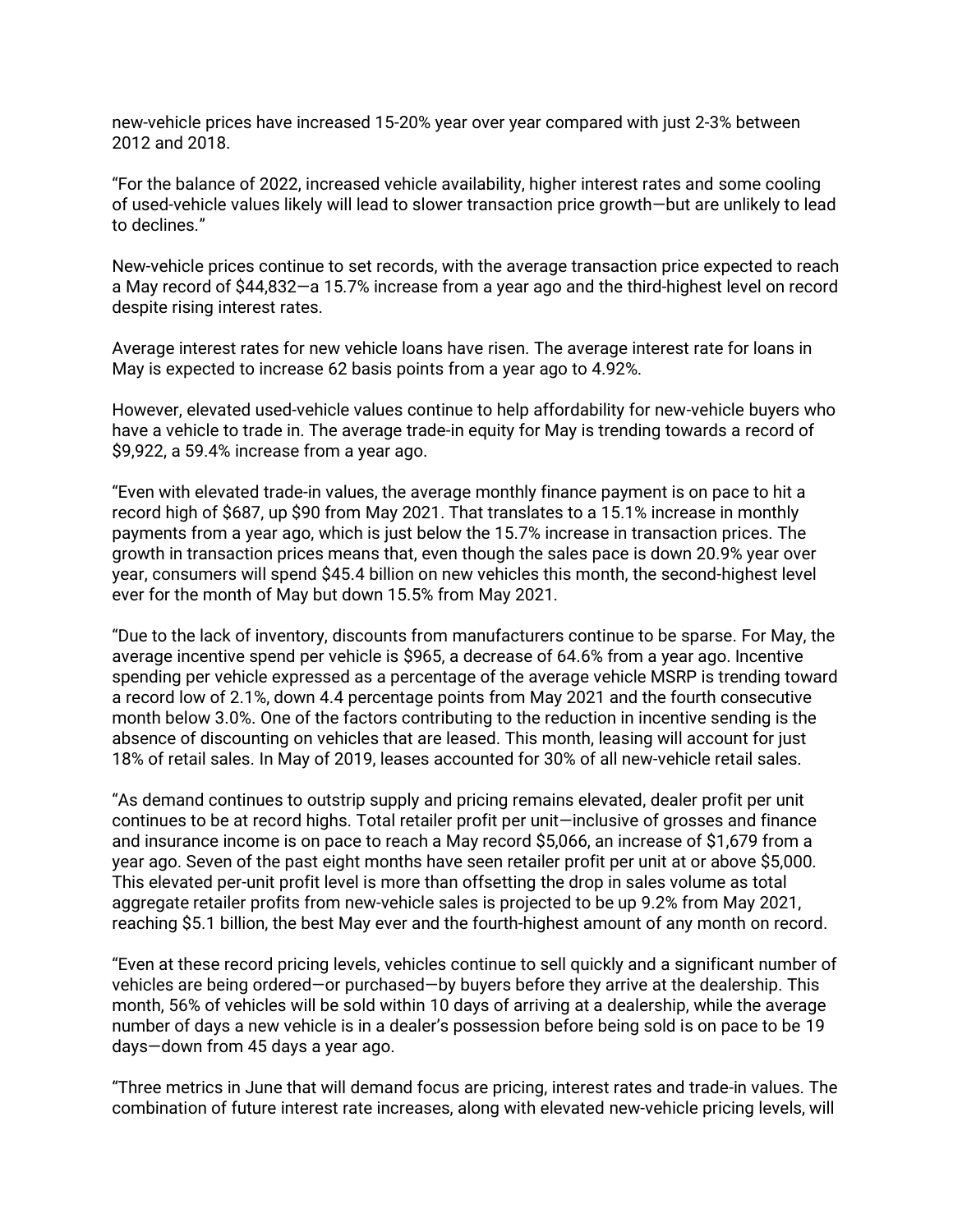new-vehicle prices have increased 15-20% year over year compared with just 2-3% between 2012 and 2018.

“For the balance of 2022, increased vehicle availability, higher interest rates and some cooling of used-vehicle values likely will lead to slower transaction price growth—but are unlikely to lead to declines.”

New-vehicle prices continue to set records, with the average transaction price expected to reach a May record of $44,832—a 15.7% increase from a year ago and the third-highest level on record despite rising interest rates.

Average interest rates for new vehicle loans have risen. The average interest rate for loans in May is expected to increase 62 basis points from a year ago to 4.92%.

However, elevated used-vehicle values continue to help affordability for new-vehicle buyers who have a vehicle to trade in. The average trade-in equity for May is trending towards a record of $9,922, a 59.4% increase from a year ago.

“Even with elevated trade-in values, the average monthly finance payment is on pace to hit a record high of $687, up $90 from May 2021. That translates to a 15.1% increase in monthly payments from a year ago, which is just below the 15.7% increase in transaction prices. The growth in transaction prices means that, even though the sales pace is down 20.9% year over year, consumers will spend $45.4 billion on new vehicles this month, the second-highest level ever for the month of May but down 15.5% from May 2021.

“Due to the lack of inventory, discounts from manufacturers continue to be sparse. For May, the average incentive spend per vehicle is $965, a decrease of 64.6% from a year ago. Incentive spending per vehicle expressed as a percentage of the average vehicle MSRP is trending toward a record low of 2.1%, down 4.4 percentage points from May 2021 and the fourth consecutive month below 3.0%. One of the factors contributing to the reduction in incentive sending is the absence of discounting on vehicles that are leased. This month, leasing will account for just 18% of retail sales. In May of 2019, leases accounted for 30% of all new-vehicle retail sales.

“As demand continues to outstrip supply and pricing remains elevated, dealer profit per unit continues to be at record highs. Total retailer profit per unit—inclusive of grosses and finance and insurance income is on pace to reach a May record $5,066, an increase of $1,679 from a year ago. Seven of the past eight months have seen retailer profit per unit at or above $5,000. This elevated per-unit profit level is more than offsetting the drop in sales volume as total aggregate retailer profits from new-vehicle sales is projected to be up 9.2% from May 2021, reaching $5.1 billion, the best May ever and the fourth-highest amount of any month on record.

“Even at these record pricing levels, vehicles continue to sell quickly and a significant number of vehicles are being ordered—or purchased—by buyers before they arrive at the dealership. This month, 56% of vehicles will be sold within 10 days of arriving at a dealership, while the average number of days a new vehicle is in a dealer’s possession before being sold is on pace to be 19 days—down from 45 days a year ago.

“Three metrics in June that will demand focus are pricing, interest rates and trade-in values. The combination of future interest rate increases, along with elevated new-vehicle pricing levels, will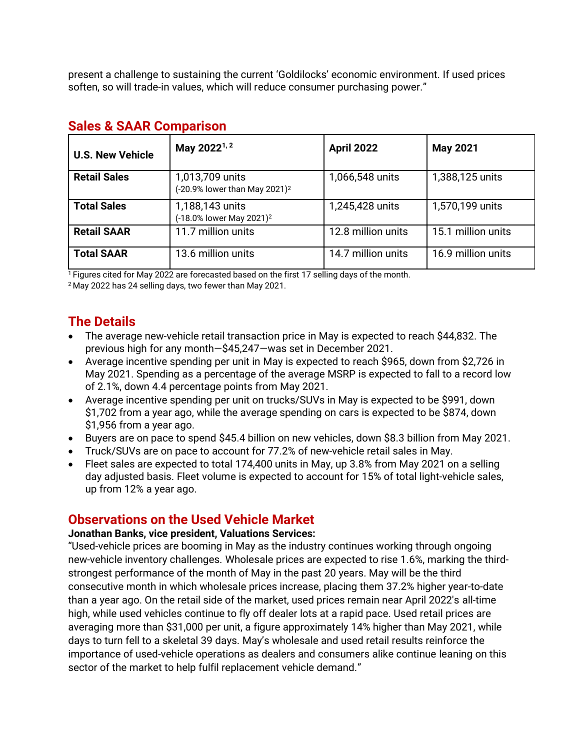present a challenge to sustaining the current 'Goldilocks' economic environment. If used prices soften, so will trade-in values, which will reduce consumer purchasing power."

## Sales & SAAR Comparison

| U.S. New Vehicle | May 2022[1, 2] | April 2022 | May 2021 |
|---|---|---|---|
| **Retail Sales** | 1,013,709 units (-20.9% lower than May 2021)[2] | 1,066,548 units | 1,388,125 units |
| **Total Sales** | 1,188,143 units (-18.0% lower May 2021)[2] | 1,245,428 units | 1,570,199 units |
| **Retail SAAR** | 11.7 million units | 12.8 million units | 15.1 million units |
| **Total SAAR** | 13.6 million units | 14.7 million units | 16.9 million units |

[1] Figures cited for May 2022 are forecasted based on the first 17 selling days of the month.
[2] May 2022 has 24 selling days, two fewer than May 2021.

## The Details

- The average new-vehicle retail transaction price in May is expected to reach $44,832. The previous high for any month—$45,247—was set in December 2021.
- Average incentive spending per unit in May is expected to reach $965, down from $2,726 in May 2021. Spending as a percentage of the average MSRP is expected to fall to a record low of 2.1%, down 4.4 percentage points from May 2021.
- Average incentive spending per unit on trucks/SUVs in May is expected to be $991, down $1,702 from a year ago, while the average spending on cars is expected to be $874, down $1,956 from a year ago.
- Buyers are on pace to spend $45.4 billion on new vehicles, down $8.3 billion from May 2021.
- Truck/SUVs are on pace to account for 77.2% of new-vehicle retail sales in May.
- Fleet sales are expected to total 174,400 units in May, up 3.8% from May 2021 on a selling day adjusted basis. Fleet volume is expected to account for 15% of total light-vehicle sales, up from 12% a year ago.

## Observations on the Used Vehicle Market

**Jonathan Banks, vice president, Valuations Services:**

"Used-vehicle prices are booming in May as the industry continues working through ongoing new-vehicle inventory challenges. Wholesale prices are expected to rise 1.6%, marking the third-strongest performance of the month of May in the past 20 years. May will be the third consecutive month in which wholesale prices increase, placing them 37.2% higher year-to-date than a year ago. On the retail side of the market, used prices remain near April 2022's all-time high, while used vehicles continue to fly off dealer lots at a rapid pace. Used retail prices are averaging more than $31,000 per unit, a figure approximately 14% higher than May 2021, while days to turn fell to a skeletal 39 days. May's wholesale and used retail results reinforce the importance of used-vehicle operations as dealers and consumers alike continue leaning on this sector of the market to help fulfil replacement vehicle demand."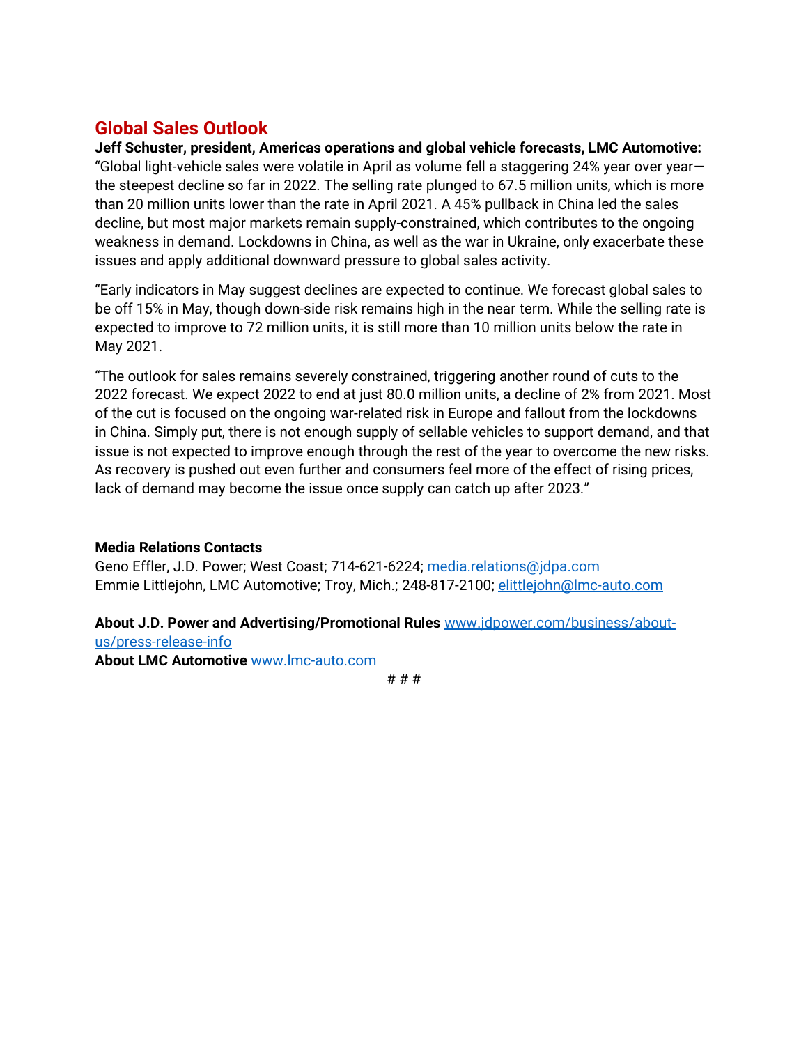## Global Sales Outlook

**Jeff Schuster, president, Americas operations and global vehicle forecasts, LMC Automotive:** "Global light-vehicle sales were volatile in April as volume fell a staggering 24% year over year—the steepest decline so far in 2022. The selling rate plunged to 67.5 million units, which is more than 20 million units lower than the rate in April 2021. A 45% pullback in China led the sales decline, but most major markets remain supply-constrained, which contributes to the ongoing weakness in demand. Lockdowns in China, as well as the war in Ukraine, only exacerbate these issues and apply additional downward pressure to global sales activity.

"Early indicators in May suggest declines are expected to continue. We forecast global sales to be off 15% in May, though down-side risk remains high in the near term. While the selling rate is expected to improve to 72 million units, it is still more than 10 million units below the rate in May 2021.

"The outlook for sales remains severely constrained, triggering another round of cuts to the 2022 forecast. We expect 2022 to end at just 80.0 million units, a decline of 2% from 2021. Most of the cut is focused on the ongoing war-related risk in Europe and fallout from the lockdowns in China. Simply put, there is not enough supply of sellable vehicles to support demand, and that issue is not expected to improve enough through the rest of the year to overcome the new risks. As recovery is pushed out even further and consumers feel more of the effect of rising prices, lack of demand may become the issue once supply can catch up after 2023."

**Media Relations Contacts**
Geno Effler, J.D. Power; West Coast; 714-621-6224; media.relations@jdpa.com
Emmie Littlejohn, LMC Automotive; Troy, Mich.; 248-817-2100; elittlejohn@lmc-auto.com

**About J.D. Power and Advertising/Promotional Rules** www.jdpower.com/business/about-us/press-release-info
**About LMC Automotive** www.lmc-auto.com

# # #